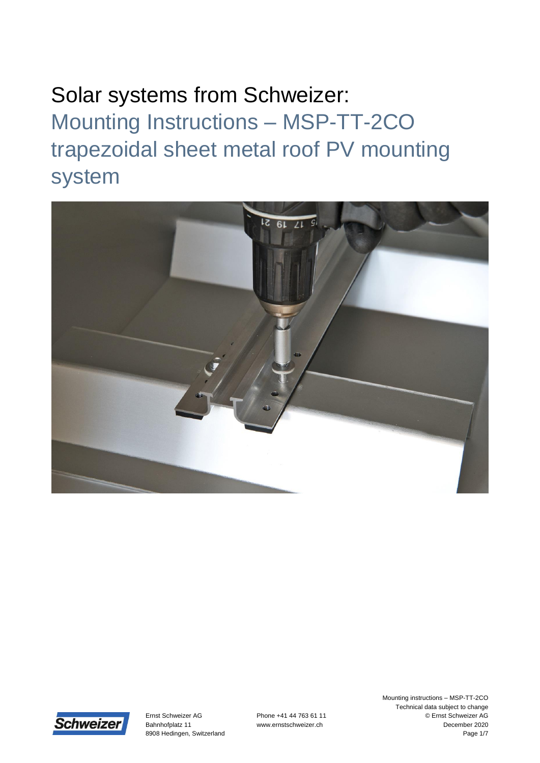# Solar systems from Schweizer:

## Mounting Instructions – MSP-TT-2CO trapezoidal sheet metal roof PV mounting system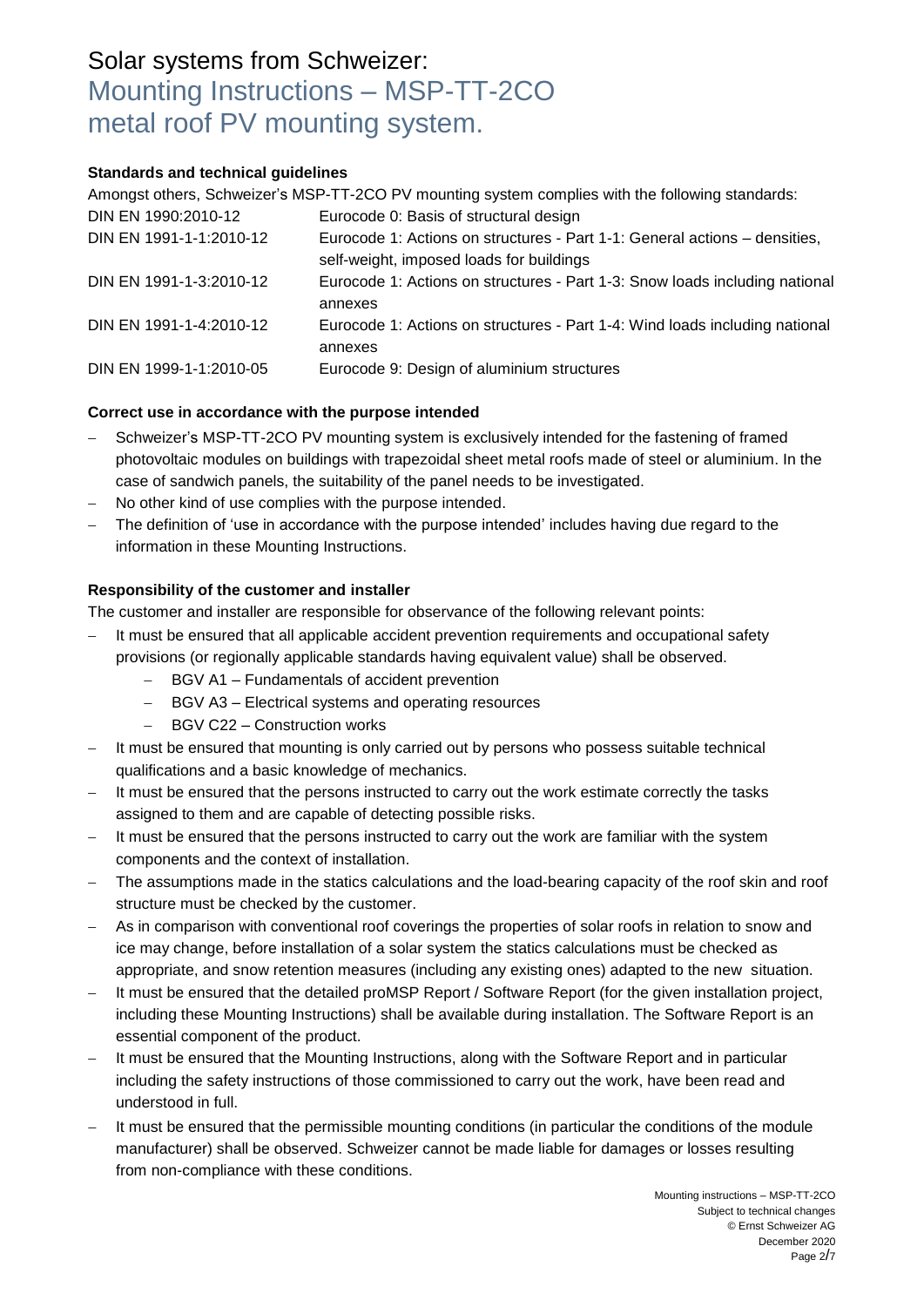# Solar systems from Schweizer: Mounting Instructions – MSP-TT-2CO metal roof PV mounting system.

### Standards and technical guidelines

Amongst others, Schweizer's MSP-TT-2CO PV mounting system complies with the following standards:

| | |
|---|---|
| DIN EN 1990:2010-12 | Eurocode 0: Basis of structural design |
| DIN EN 1991-1-1:2010-12 | Eurocode 1: Actions on structures - Part 1-1: General actions – densities, self-weight, imposed loads for buildings |
| DIN EN 1991-1-3:2010-12 | Eurocode 1: Actions on structures - Part 1-3: Snow loads including national annexes |
| DIN EN 1991-1-4:2010-12 | Eurocode 1: Actions on structures - Part 1-4: Wind loads including national annexes |
| DIN EN 1999-1-1:2010-05 | Eurocode 9: Design of aluminium structures |

### Correct use in accordance with the purpose intended

- Schweizer's MSP-TT-2CO PV mounting system is exclusively intended for the fastening of framed photovoltaic modules on buildings with trapezoidal sheet metal roofs made of steel or aluminium. In the case of sandwich panels, the suitability of the panel needs to be investigated.
- No other kind of use complies with the purpose intended.
- The definition of 'use in accordance with the purpose intended' includes having due regard to the information in these Mounting Instructions.

### Responsibility of the customer and installer

The customer and installer are responsible for observance of the following relevant points:

- It must be ensured that all applicable accident prevention requirements and occupational safety provisions (or regionally applicable standards having equivalent value) shall be observed.
  - BGV A1 – Fundamentals of accident prevention
  - BGV A3 – Electrical systems and operating resources
  - BGV C22 – Construction works
- It must be ensured that mounting is only carried out by persons who possess suitable technical qualifications and a basic knowledge of mechanics.
- It must be ensured that the persons instructed to carry out the work estimate correctly the tasks assigned to them and are capable of detecting possible risks.
- It must be ensured that the persons instructed to carry out the work are familiar with the system components and the context of installation.
- The assumptions made in the statics calculations and the load-bearing capacity of the roof skin and roof structure must be checked by the customer.
- As in comparison with conventional roof coverings the properties of solar roofs in relation to snow and ice may change, before installation of a solar system the statics calculations must be checked as appropriate, and snow retention measures (including any existing ones) adapted to the new situation.
- It must be ensured that the detailed proMSP Report / Software Report (for the given installation project, including these Mounting Instructions) shall be available during installation. The Software Report is an essential component of the product.
- It must be ensured that the Mounting Instructions, along with the Software Report and in particular including the safety instructions of those commissioned to carry out the work, have been read and understood in full.
- It must be ensured that the permissible mounting conditions (in particular the conditions of the module manufacturer) shall be observed. Schweizer cannot be made liable for damages or losses resulting from non-compliance with these conditions.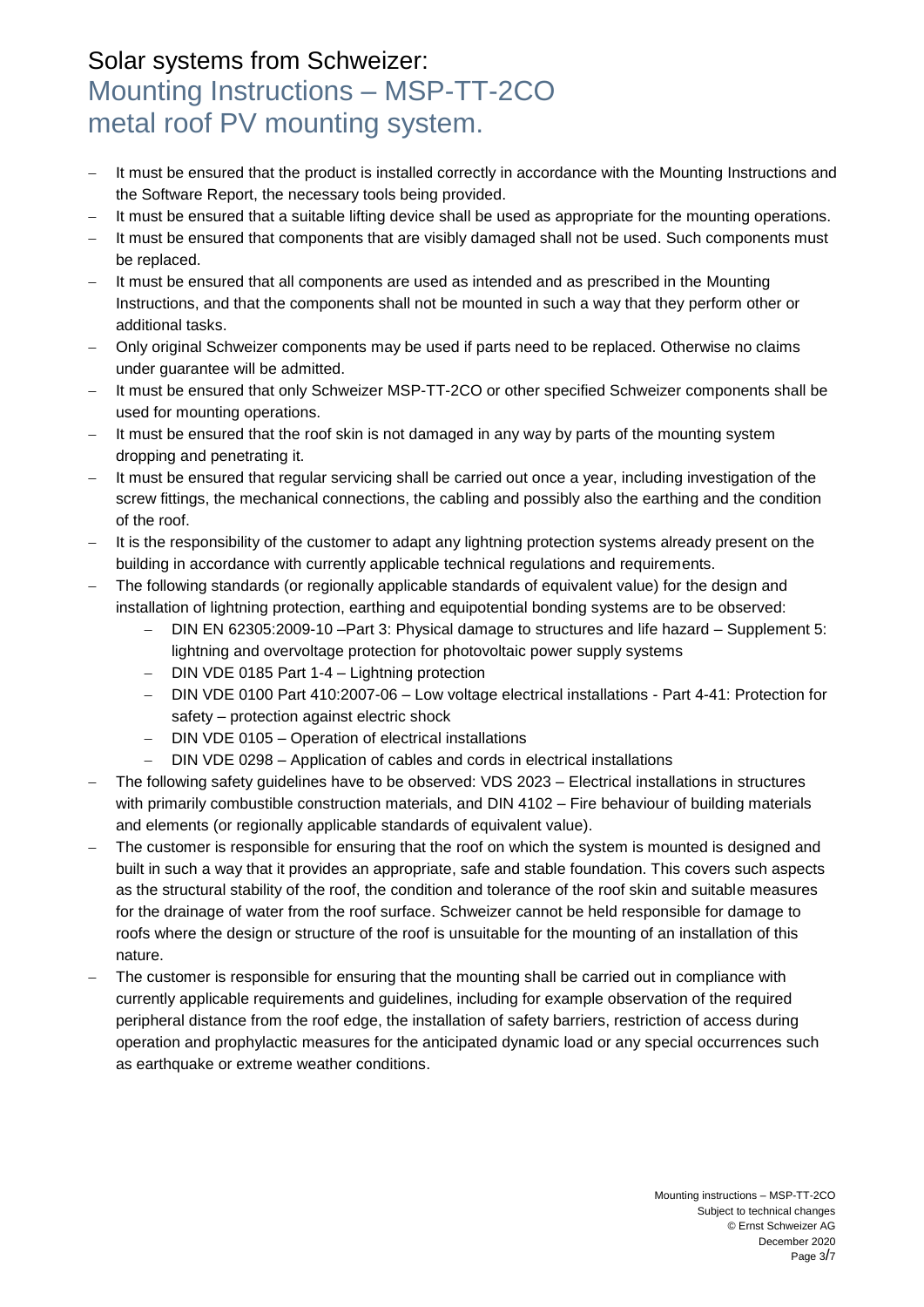# Solar systems from Schweizer:

## Mounting Instructions – MSP-TT-2CO metal roof PV mounting system.

- It must be ensured that the product is installed correctly in accordance with the Mounting Instructions and the Software Report, the necessary tools being provided.
- It must be ensured that a suitable lifting device shall be used as appropriate for the mounting operations.
- It must be ensured that components that are visibly damaged shall not be used. Such components must be replaced.
- It must be ensured that all components are used as intended and as prescribed in the Mounting Instructions, and that the components shall not be mounted in such a way that they perform other or additional tasks.
- Only original Schweizer components may be used if parts need to be replaced. Otherwise no claims under guarantee will be admitted.
- It must be ensured that only Schweizer MSP-TT-2CO or other specified Schweizer components shall be used for mounting operations.
- It must be ensured that the roof skin is not damaged in any way by parts of the mounting system dropping and penetrating it.
- It must be ensured that regular servicing shall be carried out once a year, including investigation of the screw fittings, the mechanical connections, the cabling and possibly also the earthing and the condition of the roof.
- It is the responsibility of the customer to adapt any lightning protection systems already present on the building in accordance with currently applicable technical regulations and requirements.
- The following standards (or regionally applicable standards of equivalent value) for the design and installation of lightning protection, earthing and equipotential bonding systems are to be observed:
  - DIN EN 62305:2009-10 –Part 3: Physical damage to structures and life hazard – Supplement 5: lightning and overvoltage protection for photovoltaic power supply systems
  - DIN VDE 0185 Part 1-4 – Lightning protection
  - DIN VDE 0100 Part 410:2007-06 – Low voltage electrical installations - Part 4-41: Protection for safety – protection against electric shock
  - DIN VDE 0105 – Operation of electrical installations
  - DIN VDE 0298 – Application of cables and cords in electrical installations
- The following safety guidelines have to be observed: VDS 2023 – Electrical installations in structures with primarily combustible construction materials, and DIN 4102 – Fire behaviour of building materials and elements (or regionally applicable standards of equivalent value).
- The customer is responsible for ensuring that the roof on which the system is mounted is designed and built in such a way that it provides an appropriate, safe and stable foundation. This covers such aspects as the structural stability of the roof, the condition and tolerance of the roof skin and suitable measures for the drainage of water from the roof surface. Schweizer cannot be held responsible for damage to roofs where the design or structure of the roof is unsuitable for the mounting of an installation of this nature.
- The customer is responsible for ensuring that the mounting shall be carried out in compliance with currently applicable requirements and guidelines, including for example observation of the required peripheral distance from the roof edge, the installation of safety barriers, restriction of access during operation and prophylactic measures for the anticipated dynamic load or any special occurrences such as earthquake or extreme weather conditions.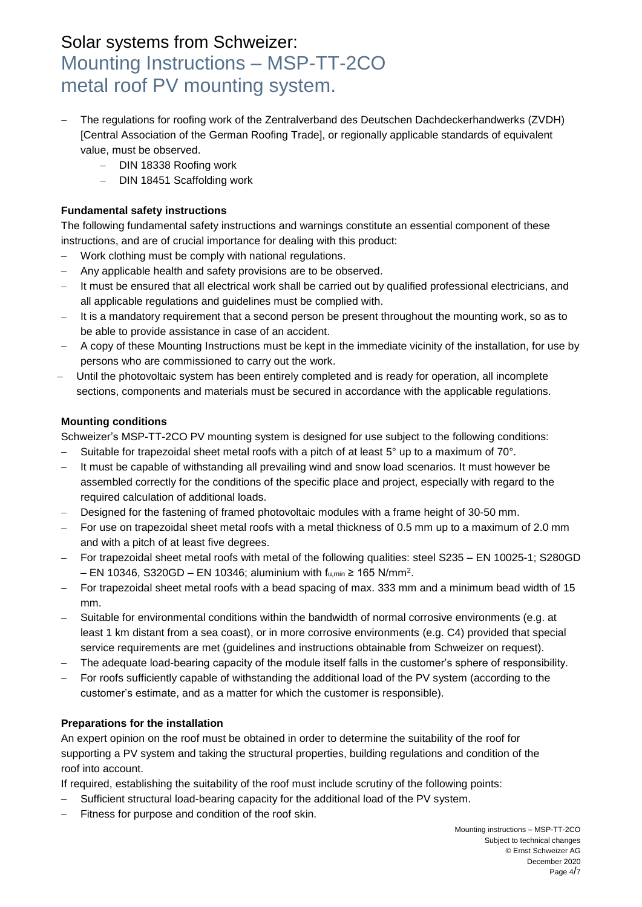# Solar systems from Schweizer: Mounting Instructions – MSP-TT-2CO metal roof PV mounting system.

- The regulations for roofing work of the Zentralverband des Deutschen Dachdeckerhandwerks (ZVDH) [Central Association of the German Roofing Trade], or regionally applicable standards of equivalent value, must be observed.
  - DIN 18338 Roofing work
  - DIN 18451 Scaffolding work

**Fundamental safety instructions**

The following fundamental safety instructions and warnings constitute an essential component of these instructions, and are of crucial importance for dealing with this product:

- Work clothing must be comply with national regulations.
- Any applicable health and safety provisions are to be observed.
- It must be ensured that all electrical work shall be carried out by qualified professional electricians, and all applicable regulations and guidelines must be complied with.
- It is a mandatory requirement that a second person be present throughout the mounting work, so as to be able to provide assistance in case of an accident.
- A copy of these Mounting Instructions must be kept in the immediate vicinity of the installation, for use by persons who are commissioned to carry out the work.
- Until the photovoltaic system has been entirely completed and is ready for operation, all incomplete sections, components and materials must be secured in accordance with the applicable regulations.

**Mounting conditions**

Schweizer's MSP-TT-2CO PV mounting system is designed for use subject to the following conditions:

- Suitable for trapezoidal sheet metal roofs with a pitch of at least 5° up to a maximum of 70°.
- It must be capable of withstanding all prevailing wind and snow load scenarios. It must however be assembled correctly for the conditions of the specific place and project, especially with regard to the required calculation of additional loads.
- Designed for the fastening of framed photovoltaic modules with a frame height of 30-50 mm.
- For use on trapezoidal sheet metal roofs with a metal thickness of 0.5 mm up to a maximum of 2.0 mm and with a pitch of at least five degrees.
- For trapezoidal sheet metal roofs with metal of the following qualities: steel S235 – EN 10025-1; S280GD – EN 10346, S320GD – EN 10346; aluminium with $f_{u,min} \geq 165$ N/mm$^2$.
- For trapezoidal sheet metal roofs with a bead spacing of max. 333 mm and a minimum bead width of 15 mm.
- Suitable for environmental conditions within the bandwidth of normal corrosive environments (e.g. at least 1 km distant from a sea coast), or in more corrosive environments (e.g. C4) provided that special service requirements are met (guidelines and instructions obtainable from Schweizer on request).
- The adequate load-bearing capacity of the module itself falls in the customer's sphere of responsibility.
- For roofs sufficiently capable of withstanding the additional load of the PV system (according to the customer's estimate, and as a matter for which the customer is responsible).

**Preparations for the installation**

An expert opinion on the roof must be obtained in order to determine the suitability of the roof for supporting a PV system and taking the structural properties, building regulations and condition of the roof into account.

If required, establishing the suitability of the roof must include scrutiny of the following points:

- Sufficient structural load-bearing capacity for the additional load of the PV system.
- Fitness for purpose and condition of the roof skin.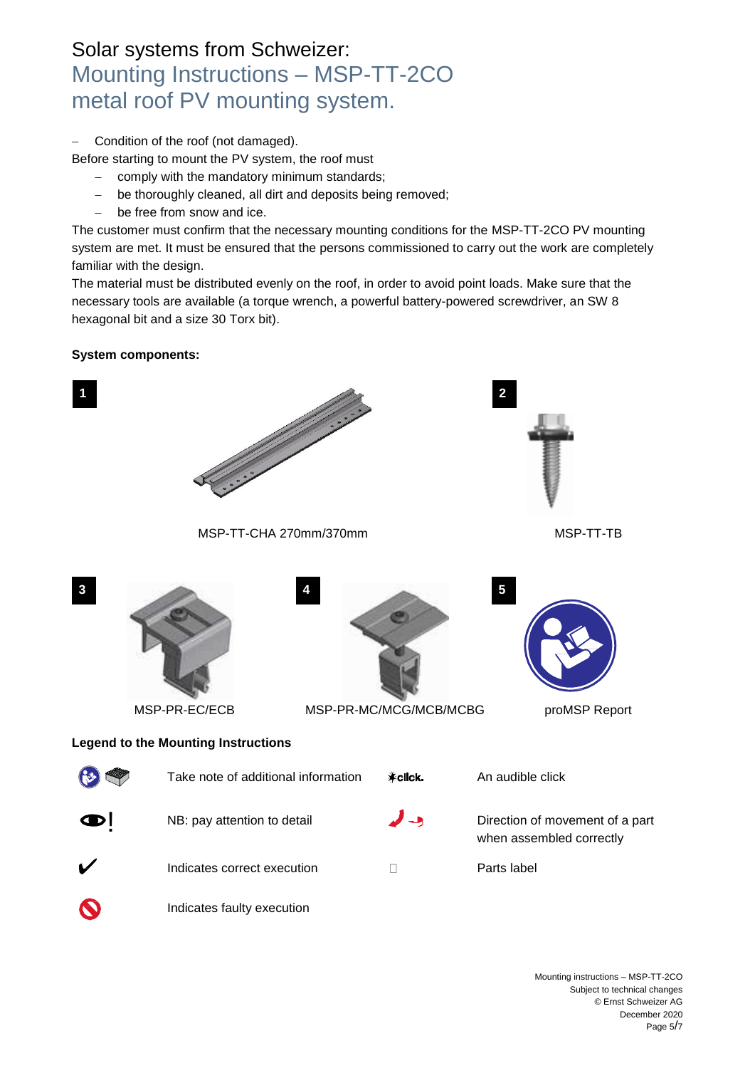# Solar systems from Schweizer:
## Mounting Instructions – MSP-TT-2CO metal roof PV mounting system.

- Condition of the roof (not damaged).

Before starting to mount the PV system, the roof must

- comply with the mandatory minimum standards;
- be thoroughly cleaned, all dirt and deposits being removed;
- be free from snow and ice.

The customer must confirm that the necessary mounting conditions for the MSP-TT-2CO PV mounting system are met. It must be ensured that the persons commissioned to carry out the work are completely familiar with the design.

The material must be distributed evenly on the roof, in order to avoid point loads. Make sure that the necessary tools are available (a torque wrench, a powerful battery-powered screwdriver, an SW 8 hexagonal bit and a size 30 Torx bit).

**System components:**

1 MSP-TT-CHA 270mm/370mm

2 MSP-TT-TB

3 MSP-PR-EC/ECB

4 MSP-PR-MC/MCG/MCB/MCBG

5 proMSP Report

**Legend to the Mounting Instructions**

| Symbol | Meaning | Symbol | Meaning |
|---|---|---|---|
| | Take note of additional information | click. | An audible click |
| | NB: pay attention to detail | | Direction of movement of a part when assembled correctly |
| ✔ | Indicates correct execution | | Parts label |
| | Indicates faulty execution | | |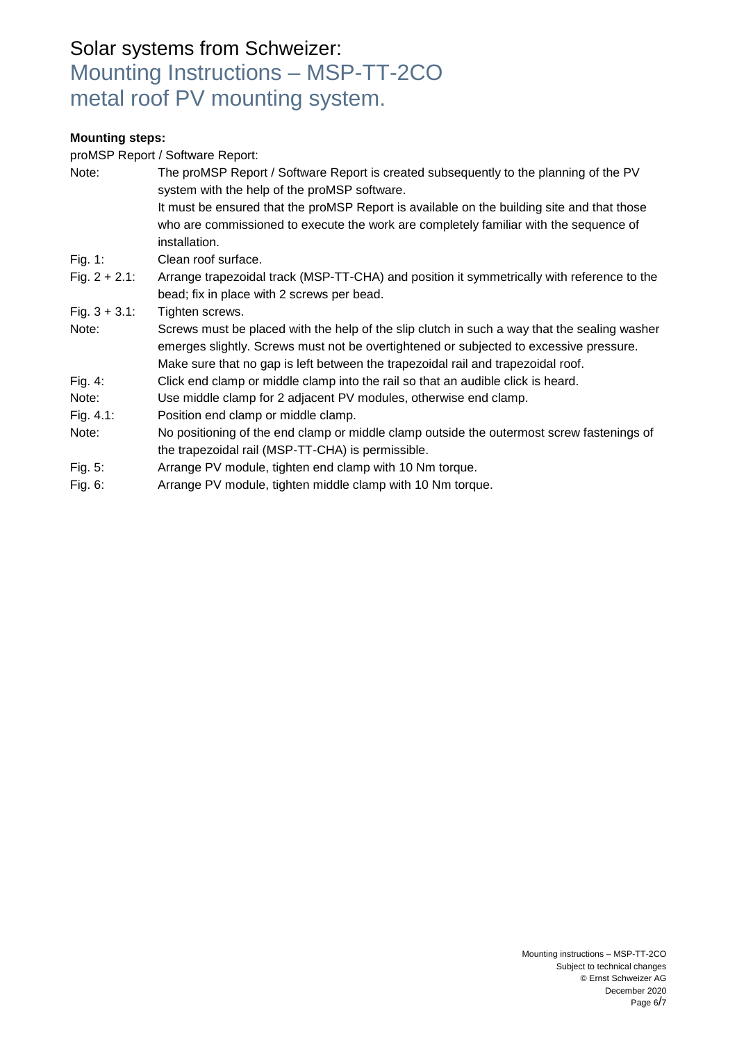# Solar systems from Schweizer:
## Mounting Instructions – MSP-TT-2CO metal roof PV mounting system.

**Mounting steps:**

proMSP Report / Software Report:

| | |
|---|---|
| Note: | The proMSP Report / Software Report is created subsequently to the planning of the PV system with the help of the proMSP software.<br>It must be ensured that the proMSP Report is available on the building site and that those who are commissioned to execute the work are completely familiar with the sequence of installation. |
| Fig. 1: | Clean roof surface. |
| Fig. 2 + 2.1: | Arrange trapezoidal track (MSP-TT-CHA) and position it symmetrically with reference to the bead; fix in place with 2 screws per bead. |
| Fig. 3 + 3.1: | Tighten screws. |
| Note: | Screws must be placed with the help of the slip clutch in such a way that the sealing washer emerges slightly. Screws must not be overtightened or subjected to excessive pressure. Make sure that no gap is left between the trapezoidal rail and trapezoidal roof. |
| Fig. 4: | Click end clamp or middle clamp into the rail so that an audible click is heard. |
| Note: | Use middle clamp for 2 adjacent PV modules, otherwise end clamp. |
| Fig. 4.1: | Position end clamp or middle clamp. |
| Note: | No positioning of the end clamp or middle clamp outside the outermost screw fastenings of the trapezoidal rail (MSP-TT-CHA) is permissible. |
| Fig. 5: | Arrange PV module, tighten end clamp with 10 Nm torque. |
| Fig. 6: | Arrange PV module, tighten middle clamp with 10 Nm torque. |

Mounting instructions – MSP-TT-2CO
Subject to technical changes
© Ernst Schweizer AG
December 2020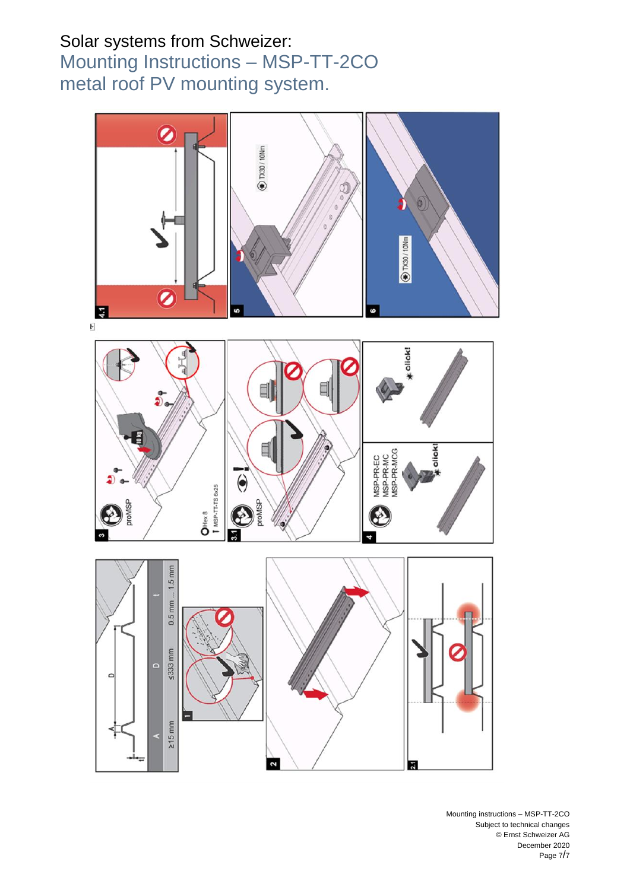Solar systems from Schweizer:
# Mounting Instructions – MSP-TT-2CO metal roof PV mounting system.

4.1

5

TX30 / 10Nm

6

TX30 / 10Nm

3

proMSP

10 kg

Hex 8

MSP-TT-TS 6x25

3.1

proMSP

4

click!

MSP-PR-EC
MSP-PR-MC
MSP-PR-MCG

click!

A ≥15 mm

D ≤333 mm

t 0.5 mm ... 1.5 mm

1

2

2.1

Mounting instructions – MSP-TT-2CO
Subject to technical changes
© Ernst Schweizer AG
December 2020